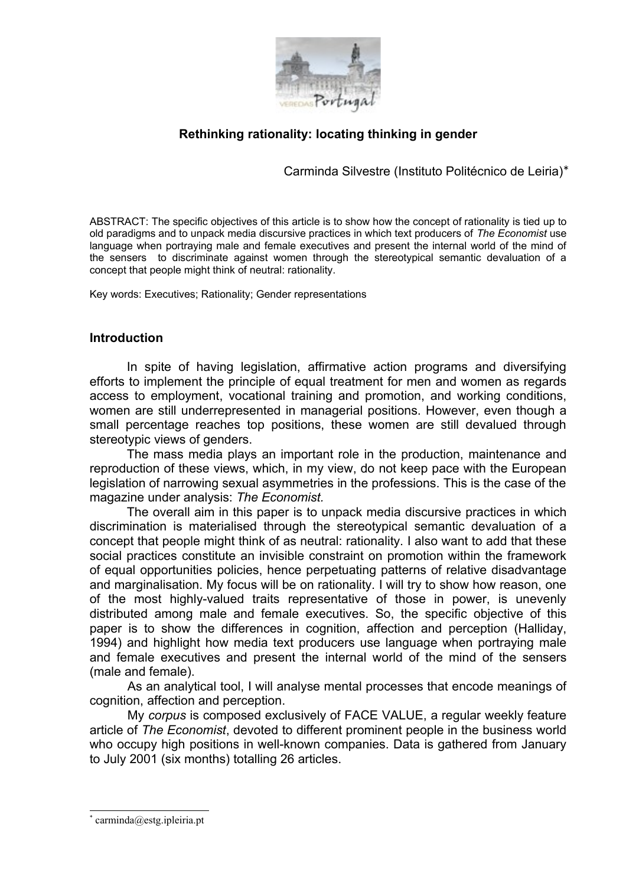# Rethinking rationality: locating thinking in gender

Carminda Silvestre (Instituto Politécnico de Leiria)*

ABSTRACT: The specific objectives of this article is to show how the concept of rationality is tied up to old paradigms and to unpack media discursive practices in which text producers of *The Economist* use language when portraying male and female executives and present the internal world of the mind of the sensers to discriminate against women through the stereotypical semantic devaluation of a concept that people might think of neutral: rationality.

Key words: Executives; Rationality; Gender representations

## Introduction

In spite of having legislation, affirmative action programs and diversifying efforts to implement the principle of equal treatment for men and women as regards access to employment, vocational training and promotion, and working conditions, women are still underrepresented in managerial positions. However, even though a small percentage reaches top positions, these women are still devalued through stereotypic views of genders.

The mass media plays an important role in the production, maintenance and reproduction of these views, which, in my view, do not keep pace with the European legislation of narrowing sexual asymmetries in the professions. This is the case of the magazine under analysis: *The Economist.*

The overall aim in this paper is to unpack media discursive practices in which discrimination is materialised through the stereotypical semantic devaluation of a concept that people might think of as neutral: rationality. I also want to add that these social practices constitute an invisible constraint on promotion within the framework of equal opportunities policies, hence perpetuating patterns of relative disadvantage and marginalisation. My focus will be on rationality. I will try to show how reason, one of the most highly-valued traits representative of those in power, is unevenly distributed among male and female executives. So, the specific objective of this paper is to show the differences in cognition, affection and perception (Halliday, 1994) and highlight how media text producers use language when portraying male and female executives and present the internal world of the mind of the sensers (male and female).

As an analytical tool, I will analyse mental processes that encode meanings of cognition, affection and perception.

My *corpus* is composed exclusively of FACE VALUE, a regular weekly feature article of *The Economist*, devoted to different prominent people in the business world who occupy high positions in well-known companies. Data is gathered from January to July 2001 (six months) totalling 26 articles.

* carminda@estg.ipleiria.pt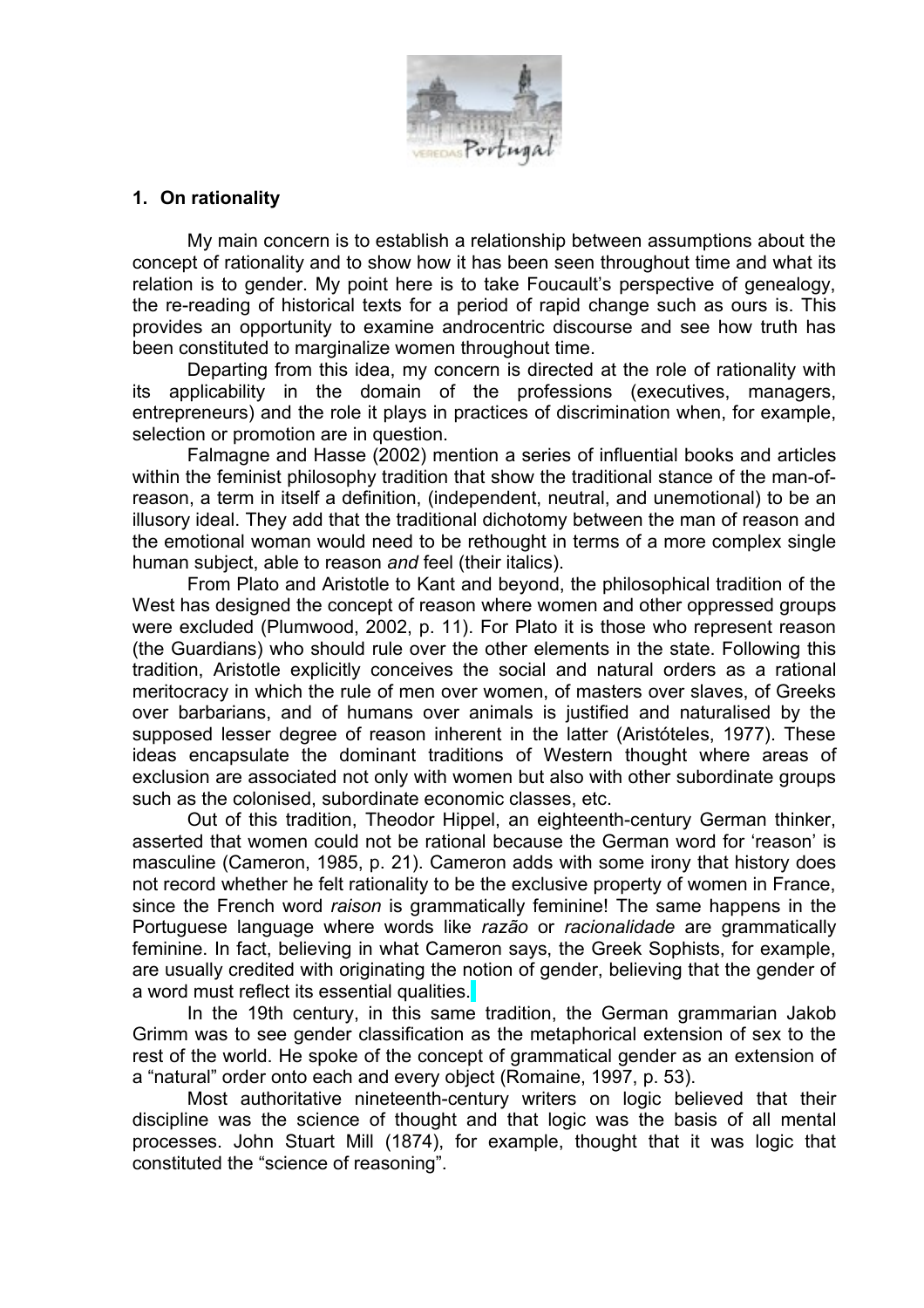## 1. On rationality

My main concern is to establish a relationship between assumptions about the concept of rationality and to show how it has been seen throughout time and what its relation is to gender. My point here is to take Foucault's perspective of genealogy, the re-reading of historical texts for a period of rapid change such as ours is. This provides an opportunity to examine androcentric discourse and see how truth has been constituted to marginalize women throughout time.

Departing from this idea, my concern is directed at the role of rationality with its applicability in the domain of the professions (executives, managers, entrepreneurs) and the role it plays in practices of discrimination when, for example, selection or promotion are in question.

Falmagne and Hasse (2002) mention a series of influential books and articles within the feminist philosophy tradition that show the traditional stance of the man-of-reason, a term in itself a definition, (independent, neutral, and unemotional) to be an illusory ideal. They add that the traditional dichotomy between the man of reason and the emotional woman would need to be rethought in terms of a more complex single human subject, able to reason *and* feel (their italics).

From Plato and Aristotle to Kant and beyond, the philosophical tradition of the West has designed the concept of reason where women and other oppressed groups were excluded (Plumwood, 2002, p. 11). For Plato it is those who represent reason (the Guardians) who should rule over the other elements in the state. Following this tradition, Aristotle explicitly conceives the social and natural orders as a rational meritocracy in which the rule of men over women, of masters over slaves, of Greeks over barbarians, and of humans over animals is justified and naturalised by the supposed lesser degree of reason inherent in the latter (Aristóteles, 1977). These ideas encapsulate the dominant traditions of Western thought where areas of exclusion are associated not only with women but also with other subordinate groups such as the colonised, subordinate economic classes, etc.

Out of this tradition, Theodor Hippel, an eighteenth-century German thinker, asserted that women could not be rational because the German word for 'reason' is masculine (Cameron, 1985, p. 21). Cameron adds with some irony that history does not record whether he felt rationality to be the exclusive property of women in France, since the French word *raison* is grammatically feminine! The same happens in the Portuguese language where words like *razão* or *racionalidade* are grammatically feminine. In fact, believing in what Cameron says, the Greek Sophists, for example, are usually credited with originating the notion of gender, believing that the gender of a word must reflect its essential qualities.

In the 19th century, in this same tradition, the German grammarian Jakob Grimm was to see gender classification as the metaphorical extension of sex to the rest of the world. He spoke of the concept of grammatical gender as an extension of a "natural" order onto each and every object (Romaine, 1997, p. 53).

Most authoritative nineteenth-century writers on logic believed that their discipline was the science of thought and that logic was the basis of all mental processes. John Stuart Mill (1874), for example, thought that it was logic that constituted the "science of reasoning".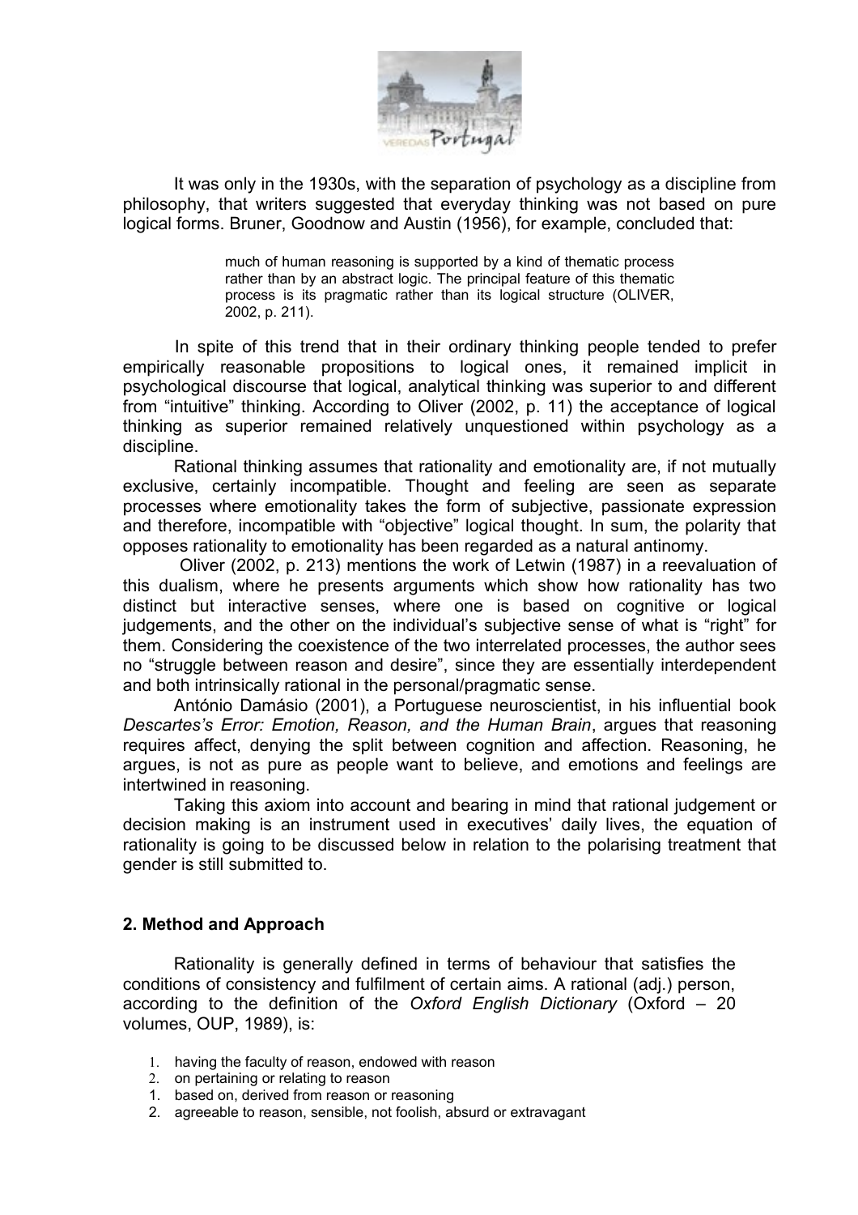It was only in the 1930s, with the separation of psychology as a discipline from philosophy, that writers suggested that everyday thinking was not based on pure logical forms. Bruner, Goodnow and Austin (1956), for example, concluded that:

> much of human reasoning is supported by a kind of thematic process rather than by an abstract logic. The principal feature of this thematic process is its pragmatic rather than its logical structure (OLIVER, 2002, p. 211).

In spite of this trend that in their ordinary thinking people tended to prefer empirically reasonable propositions to logical ones, it remained implicit in psychological discourse that logical, analytical thinking was superior to and different from "intuitive" thinking. According to Oliver (2002, p. 11) the acceptance of logical thinking as superior remained relatively unquestioned within psychology as a discipline.

Rational thinking assumes that rationality and emotionality are, if not mutually exclusive, certainly incompatible. Thought and feeling are seen as separate processes where emotionality takes the form of subjective, passionate expression and therefore, incompatible with "objective" logical thought. In sum, the polarity that opposes rationality to emotionality has been regarded as a natural antinomy.

Oliver (2002, p. 213) mentions the work of Letwin (1987) in a reevaluation of this dualism, where he presents arguments which show how rationality has two distinct but interactive senses, where one is based on cognitive or logical judgements, and the other on the individual's subjective sense of what is "right" for them. Considering the coexistence of the two interrelated processes, the author sees no "struggle between reason and desire", since they are essentially interdependent and both intrinsically rational in the personal/pragmatic sense.

António Damásio (2001), a Portuguese neuroscientist, in his influential book *Descartes's Error: Emotion, Reason, and the Human Brain*, argues that reasoning requires affect, denying the split between cognition and affection. Reasoning, he argues, is not as pure as people want to believe, and emotions and feelings are intertwined in reasoning.

Taking this axiom into account and bearing in mind that rational judgement or decision making is an instrument used in executives' daily lives, the equation of rationality is going to be discussed below in relation to the polarising treatment that gender is still submitted to.

## 2. Method and Approach

Rationality is generally defined in terms of behaviour that satisfies the conditions of consistency and fulfilment of certain aims. A rational (adj.) person, according to the definition of the *Oxford English Dictionary* (Oxford – 20 volumes, OUP, 1989), is:

1. having the faculty of reason, endowed with reason
2. on pertaining or relating to reason
1. based on, derived from reason or reasoning
2. agreeable to reason, sensible, not foolish, absurd or extravagant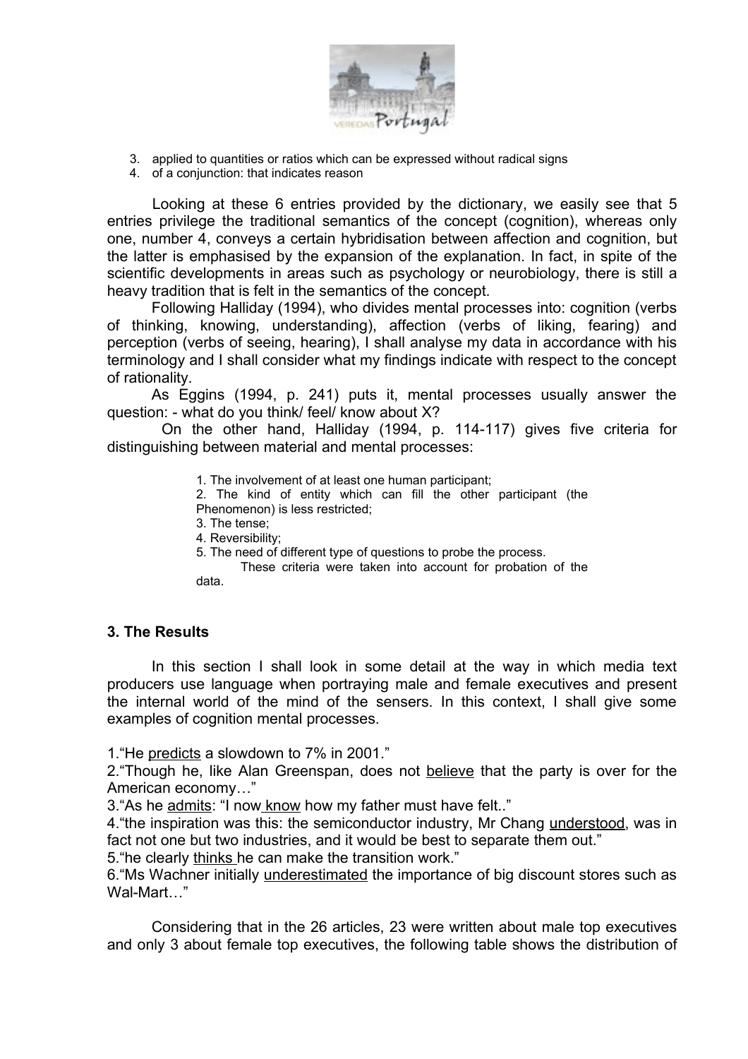3. applied to quantities or ratios which can be expressed without radical signs
4. of a conjunction: that indicates reason

Looking at these 6 entries provided by the dictionary, we easily see that 5 entries privilege the traditional semantics of the concept (cognition), whereas only one, number 4, conveys a certain hybridisation between affection and cognition, but the latter is emphasised by the expansion of the explanation. In fact, in spite of the scientific developments in areas such as psychology or neurobiology, there is still a heavy tradition that is felt in the semantics of the concept.

Following Halliday (1994), who divides mental processes into: cognition (verbs of thinking, knowing, understanding), affection (verbs of liking, fearing) and perception (verbs of seeing, hearing), I shall analyse my data in accordance with his terminology and I shall consider what my findings indicate with respect to the concept of rationality.

As Eggins (1994, p. 241) puts it, mental processes usually answer the question: - what do you think/ feel/ know about X?

On the other hand, Halliday (1994, p. 114-117) gives five criteria for distinguishing between material and mental processes:

> 1. The involvement of at least one human participant;
> 2. The kind of entity which can fill the other participant (the Phenomenon) is less restricted;
> 3. The tense;
> 4. Reversibility;
> 5. The need of different type of questions to probe the process.
>
> These criteria were taken into account for probation of the data.

### 3. The Results

In this section I shall look in some detail at the way in which media text producers use language when portraying male and female executives and present the internal world of the mind of the sensers. In this context, I shall give some examples of cognition mental processes.

1.“He predicts a slowdown to 7% in 2001.”
2.“Though he, like Alan Greenspan, does not believe that the party is over for the American economy…”
3.“As he admits: “I now know how my father must have felt..”
4.“the inspiration was this: the semiconductor industry, Mr Chang understood, was in fact not one but two industries, and it would be best to separate them out.”
5.“he clearly thinks he can make the transition work.”
6.“Ms Wachner initially underestimated the importance of big discount stores such as Wal-Mart…”

Considering that in the 26 articles, 23 were written about male top executives and only 3 about female top executives, the following table shows the distribution of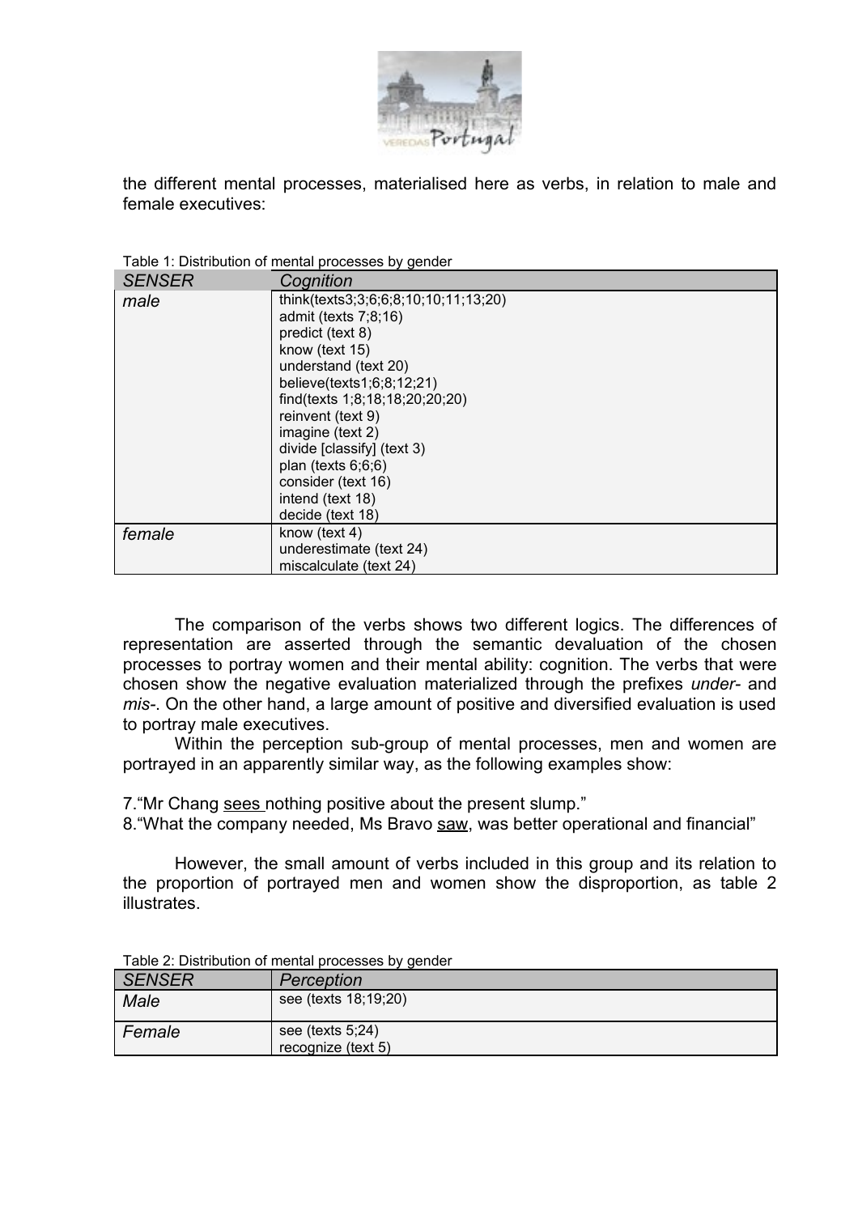the different mental processes, materialised here as verbs, in relation to male and female executives:

Table 1: Distribution of mental processes by gender

| *SENSER* | *Cognition* |
|---|---|
| *male* | think(texts3;3;6;6;8;10;10;11;13;20)<br>admit (texts 7;8;16)<br>predict (text 8)<br>know (text 15)<br>understand (text 20)<br>believe(texts1;6;8;12;21)<br>find(texts 1;8;18;18;20;20;20)<br>reinvent (text 9)<br>imagine (text 2)<br>divide [classify] (text 3)<br>plan (texts 6;6;6)<br>consider (text 16)<br>intend (text 18)<br>decide (text 18) |
| *female* | know (text 4)<br>underestimate (text 24)<br>miscalculate (text 24) |

The comparison of the verbs shows two different logics. The differences of representation are asserted through the semantic devaluation of the chosen processes to portray women and their mental ability: cognition. The verbs that were chosen show the negative evaluation materialized through the prefixes *under-* and *mis-*. On the other hand, a large amount of positive and diversified evaluation is used to portray male executives.

Within the perception sub-group of mental processes, men and women are portrayed in an apparently similar way, as the following examples show:

7.“Mr Chang sees nothing positive about the present slump.”
8.“What the company needed, Ms Bravo saw, was better operational and financial”

However, the small amount of verbs included in this group and its relation to the proportion of portrayed men and women show the disproportion, as table 2 illustrates.

Table 2: Distribution of mental processes by gender

| *SENSER* | *Perception* |
|---|---|
| *Male* | see (texts 18;19;20) |
| *Female* | see (texts 5;24)<br>recognize (text 5) |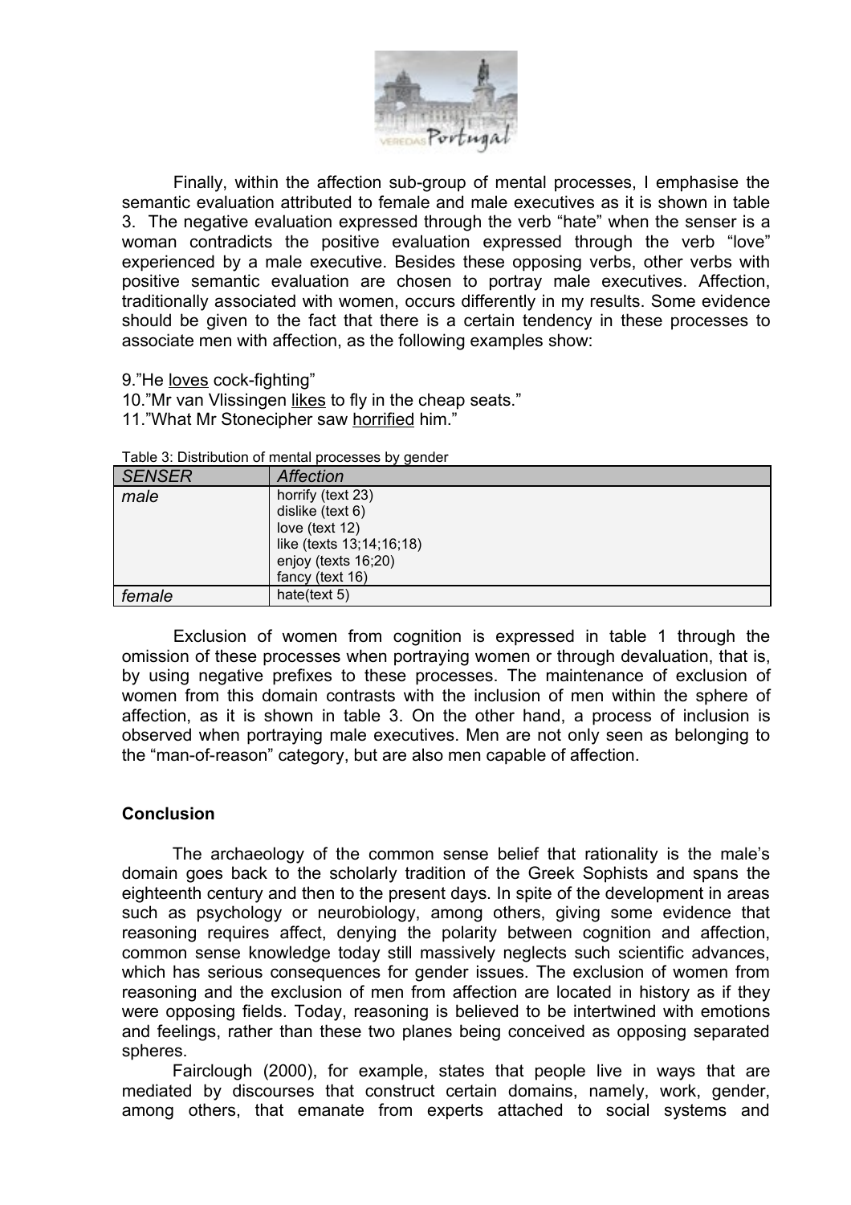Finally, within the affection sub-group of mental processes, I emphasise the semantic evaluation attributed to female and male executives as it is shown in table 3. The negative evaluation expressed through the verb "hate" when the senser is a woman contradicts the positive evaluation expressed through the verb "love" experienced by a male executive. Besides these opposing verbs, other verbs with positive semantic evaluation are chosen to portray male executives. Affection, traditionally associated with women, occurs differently in my results. Some evidence should be given to the fact that there is a certain tendency in these processes to associate men with affection, as the following examples show:

9."He loves cock-fighting"
10."Mr van Vlissingen likes to fly in the cheap seats."
11."What Mr Stonecipher saw horrified him."

Table 3: Distribution of mental processes by gender

| *SENSER* | *Affection* |
|---|---|
| *male* | horrify (text 23)<br>dislike (text 6)<br>love (text 12)<br>like (texts 13;14;16;18)<br>enjoy (texts 16;20)<br>fancy (text 16) |
| *female* | hate(text 5) |

Exclusion of women from cognition is expressed in table 1 through the omission of these processes when portraying women or through devaluation, that is, by using negative prefixes to these processes. The maintenance of exclusion of women from this domain contrasts with the inclusion of men within the sphere of affection, as it is shown in table 3. On the other hand, a process of inclusion is observed when portraying male executives. Men are not only seen as belonging to the "man-of-reason" category, but are also men capable of affection.

## Conclusion

The archaeology of the common sense belief that rationality is the male's domain goes back to the scholarly tradition of the Greek Sophists and spans the eighteenth century and then to the present days. In spite of the development in areas such as psychology or neurobiology, among others, giving some evidence that reasoning requires affect, denying the polarity between cognition and affection, common sense knowledge today still massively neglects such scientific advances, which has serious consequences for gender issues. The exclusion of women from reasoning and the exclusion of men from affection are located in history as if they were opposing fields. Today, reasoning is believed to be intertwined with emotions and feelings, rather than these two planes being conceived as opposing separated spheres.

Fairclough (2000), for example, states that people live in ways that are mediated by discourses that construct certain domains, namely, work, gender, among others, that emanate from experts attached to social systems and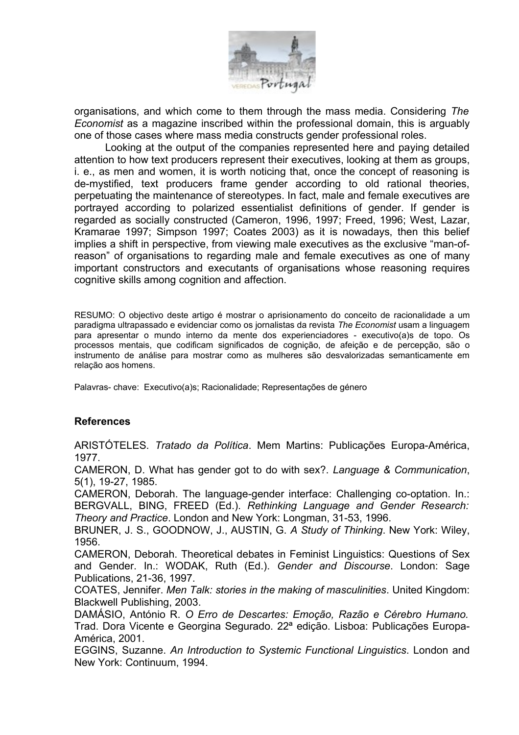organisations, and which come to them through the mass media. Considering *The Economist* as a magazine inscribed within the professional domain, this is arguably one of those cases where mass media constructs gender professional roles.

Looking at the output of the companies represented here and paying detailed attention to how text producers represent their executives, looking at them as groups, i. e., as men and women, it is worth noticing that, once the concept of reasoning is de-mystified, text producers frame gender according to old rational theories, perpetuating the maintenance of stereotypes. In fact, male and female executives are portrayed according to polarized essentialist definitions of gender. If gender is regarded as socially constructed (Cameron, 1996, 1997; Freed, 1996; West, Lazar, Kramarae 1997; Simpson 1997; Coates 2003) as it is nowadays, then this belief implies a shift in perspective, from viewing male executives as the exclusive "man-of-reason" of organisations to regarding male and female executives as one of many important constructors and executants of organisations whose reasoning requires cognitive skills among cognition and affection.

RESUMO: O objectivo deste artigo é mostrar o aprisionamento do conceito de racionalidade a um paradigma ultrapassado e evidenciar como os jornalistas da revista *The Economist* usam a linguagem para apresentar o mundo interno da mente dos experienciadores - executivo(a)s de topo. Os processos mentais, que codificam significados de cognição, de afeição e de percepção, são o instrumento de análise para mostrar como as mulheres são desvalorizadas semanticamente em relação aos homens.

Palavras- chave: Executivo(a)s; Racionalidade; Representações de género

**References**

ARISTÓTELES. *Tratado da Política*. Mem Martins: Publicações Europa-América, 1977.

CAMERON, D. What has gender got to do with sex?. *Language & Communication*, 5(1), 19-27, 1985.

CAMERON, Deborah. The language-gender interface: Challenging co-optation. In.: BERGVALL, BING, FREED (Ed.). *Rethinking Language and Gender Research: Theory and Practice*. London and New York: Longman, 31-53, 1996.

BRUNER, J. S., GOODNOW, J., AUSTIN, G. *A Study of Thinking*. New York: Wiley, 1956.

CAMERON, Deborah. Theoretical debates in Feminist Linguistics: Questions of Sex and Gender. In.: WODAK, Ruth (Ed.). *Gender and Discourse*. London: Sage Publications, 21-36, 1997.

COATES, Jennifer. *Men Talk: stories in the making of masculinities*. United Kingdom: Blackwell Publishing, 2003.

DAMÁSIO, António R. *O Erro de Descartes: Emoção, Razão e Cérebro Humano.* Trad. Dora Vicente e Georgina Segurado. 22ª edição. Lisboa: Publicações Europa-América, 2001.

EGGINS, Suzanne. *An Introduction to Systemic Functional Linguistics*. London and New York: Continuum, 1994.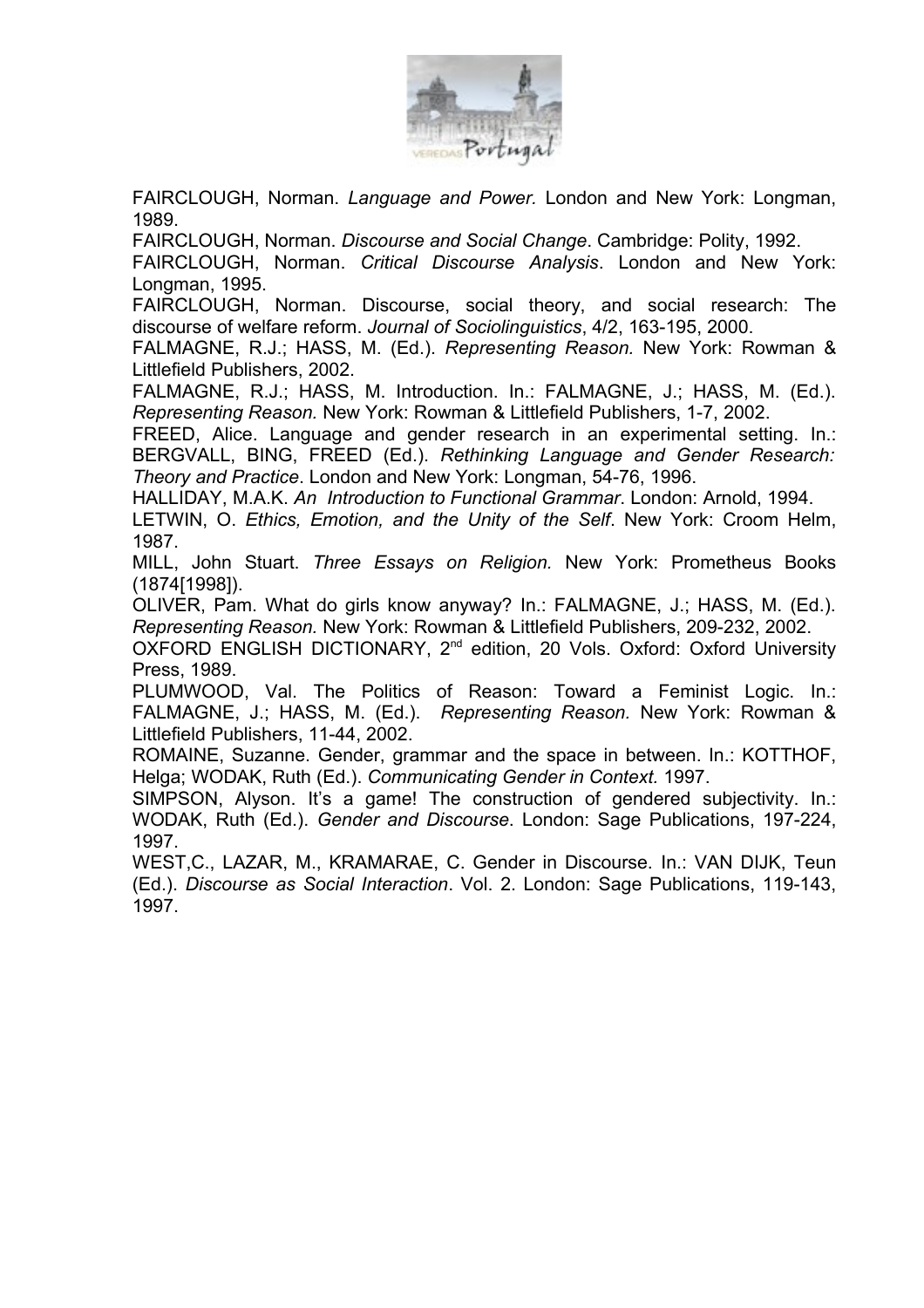FAIRCLOUGH, Norman. *Language and Power.* London and New York: Longman, 1989.

FAIRCLOUGH, Norman. *Discourse and Social Change*. Cambridge: Polity, 1992.

FAIRCLOUGH, Norman. *Critical Discourse Analysis*. London and New York: Longman, 1995.

FAIRCLOUGH, Norman. Discourse, social theory, and social research: The discourse of welfare reform. *Journal of Sociolinguistics*, 4/2, 163-195, 2000.

FALMAGNE, R.J.; HASS, M. (Ed.). *Representing Reason.* New York: Rowman & Littlefield Publishers, 2002.

FALMAGNE, R.J.; HASS, M. Introduction. In.: FALMAGNE, J.; HASS, M. (Ed.). *Representing Reason.* New York: Rowman & Littlefield Publishers, 1-7, 2002.

FREED, Alice. Language and gender research in an experimental setting. In.: BERGVALL, BING, FREED (Ed.). *Rethinking Language and Gender Research: Theory and Practice*. London and New York: Longman, 54-76, 1996.

HALLIDAY, M.A.K. *An Introduction to Functional Grammar*. London: Arnold, 1994.

LETWIN, O. *Ethics, Emotion, and the Unity of the Self*. New York: Croom Helm, 1987.

MILL, John Stuart. *Three Essays on Religion.* New York: Prometheus Books (1874[1998]).

OLIVER, Pam. What do girls know anyway? In.: FALMAGNE, J.; HASS, M. (Ed.). *Representing Reason.* New York: Rowman & Littlefield Publishers, 209-232, 2002.

OXFORD ENGLISH DICTIONARY, 2nd edition, 20 Vols. Oxford: Oxford University Press, 1989.

PLUMWOOD, Val. The Politics of Reason: Toward a Feminist Logic. In.: FALMAGNE, J.; HASS, M. (Ed.). *Representing Reason.* New York: Rowman & Littlefield Publishers, 11-44, 2002.

ROMAINE, Suzanne. Gender, grammar and the space in between. In.: KOTTHOF, Helga; WODAK, Ruth (Ed.). *Communicating Gender in Context.* 1997.

SIMPSON, Alyson. It's a game! The construction of gendered subjectivity. In.: WODAK, Ruth (Ed.). *Gender and Discourse*. London: Sage Publications, 197-224, 1997.

WEST,C., LAZAR, M., KRAMARAE, C. Gender in Discourse. In.: VAN DIJK, Teun (Ed.). *Discourse as Social Interaction*. Vol. 2. London: Sage Publications, 119-143, 1997.